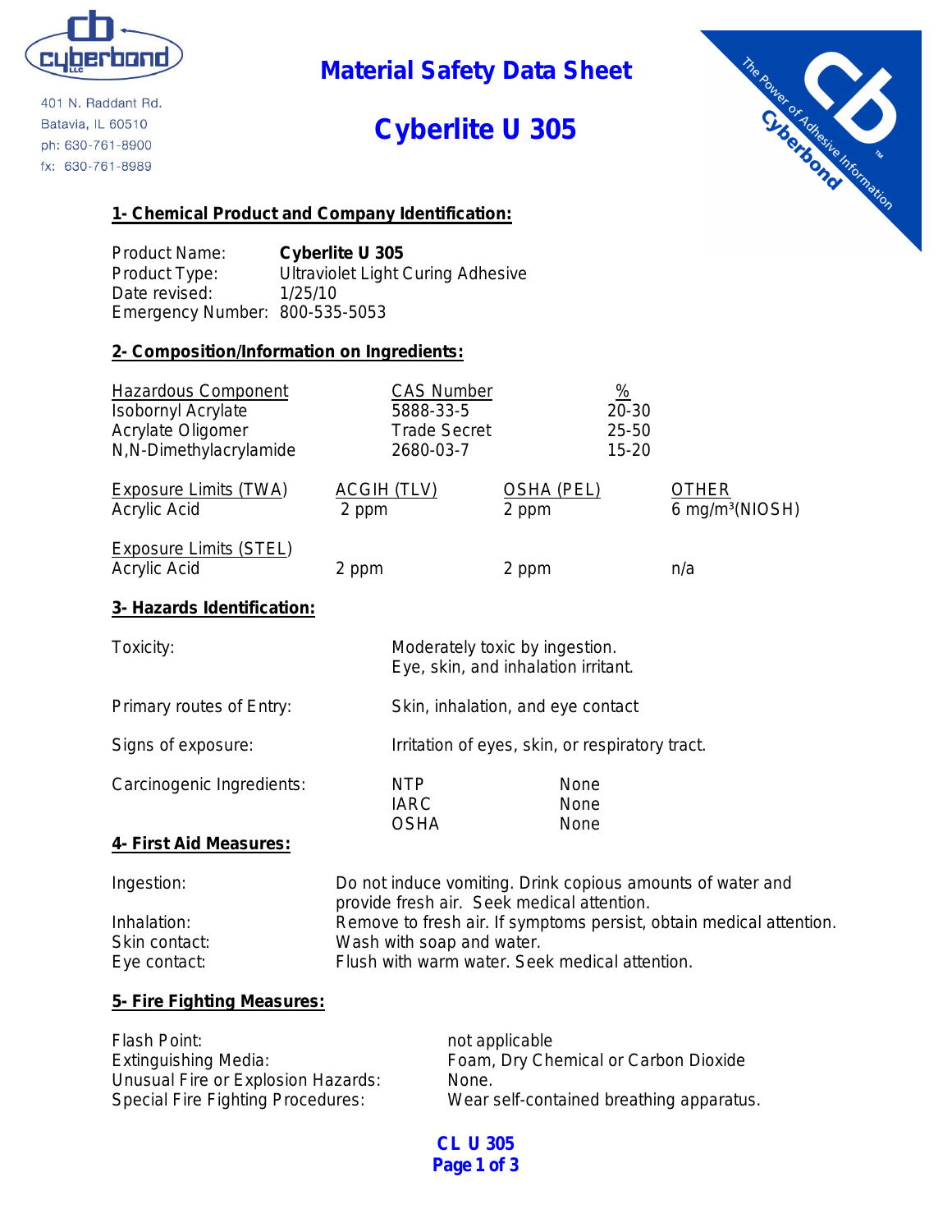cyberbond

401 N. Raddant Rd.
Batavia, IL 60510
ph: 630-761-8900
fx: 630-761-8989

# Material Safety Data Sheet

# Cyberlite U 305

## 1- Chemical Product and Company Identification:

Product Name: **Cyberlite U 305**
Product Type: Ultraviolet Light Curing Adhesive
Date revised: 1/25/10
Emergency Number: 800-535-5053

## 2- Composition/Information on Ingredients:

| Hazardous Component | CAS Number | % |
|---|---|---|
| Isobornyl Acrylate | 5888-33-5 | 20-30 |
| Acrylate Oligomer | Trade Secret | 25-50 |
| N,N-Dimethylacrylamide | 2680-03-7 | 15-20 |

| Exposure Limits (TWA) | ACGIH (TLV) | OSHA (PEL) | OTHER |
|---|---|---|---|
| Acrylic Acid | 2 ppm | 2 ppm | 6 mg/m³(NIOSH) |

| Exposure Limits (STEL) | | | |
|---|---|---|---|
| Acrylic Acid | 2 ppm | 2 ppm | n/a |

## 3- Hazards Identification:

Toxicity: Moderately toxic by ingestion. Eye, skin, and inhalation irritant.

Primary routes of Entry: Skin, inhalation, and eye contact

Signs of exposure: Irritation of eyes, skin, or respiratory tract.

Carcinogenic Ingredients:

| | |
|---|---|
| NTP | None |
| IARC | None |
| OSHA | None |

## 4- First Aid Measures:

Ingestion: Do not induce vomiting. Drink copious amounts of water and provide fresh air. Seek medical attention.
Inhalation: Remove to fresh air. If symptoms persist, obtain medical attention.
Skin contact: Wash with soap and water.
Eye contact: Flush with warm water. Seek medical attention.

## 5- Fire Fighting Measures:

Flash Point: not applicable
Extinguishing Media: Foam, Dry Chemical or Carbon Dioxide
Unusual Fire or Explosion Hazards: None.
Special Fire Fighting Procedures: Wear self-contained breathing apparatus.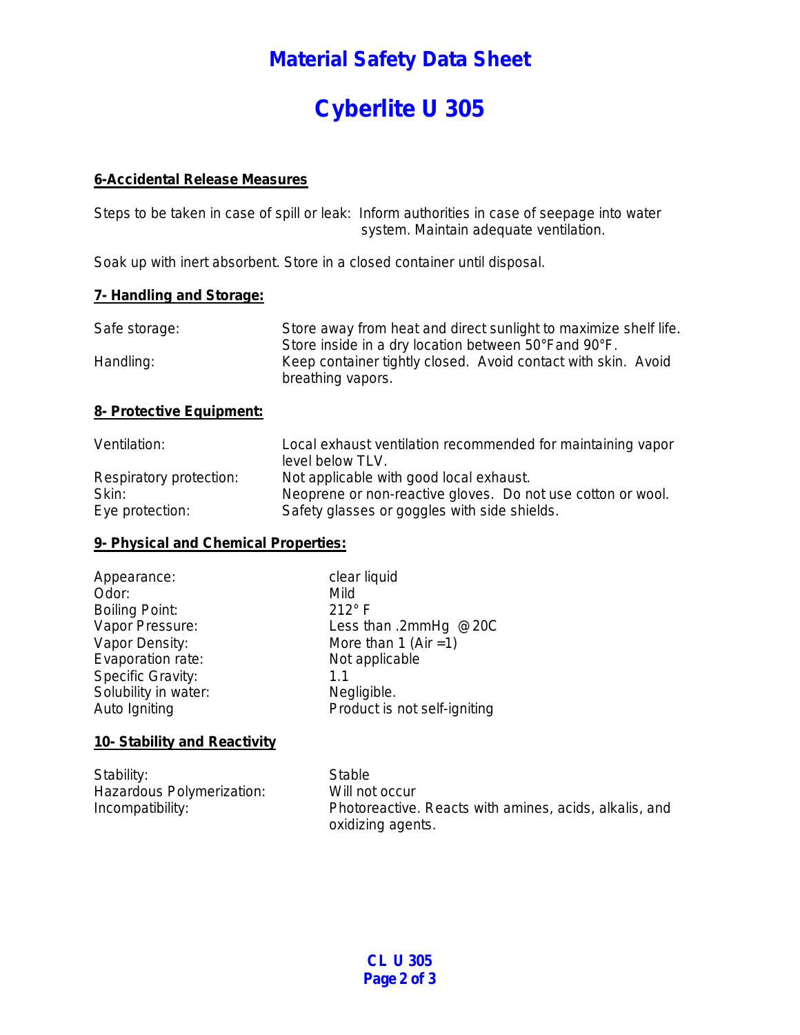# Material Safety Data Sheet

# Cyberlite U 305

## 6-Accidental Release Measures

Steps to be taken in case of spill or leak: Inform authorities in case of seepage into water system. Maintain adequate ventilation.

Soak up with inert absorbent. Store in a closed container until disposal.

## 7- Handling and Storage:

| | |
|---|---|
| Safe storage: | Store away from heat and direct sunlight to maximize shelf life. Store inside in a dry location between 50°F and 90°F. |
| Handling: | Keep container tightly closed. Avoid contact with skin. Avoid breathing vapors. |

## 8- Protective Equipment:

| | |
|---|---|
| Ventilation: | Local exhaust ventilation recommended for maintaining vapor level below TLV. |
| Respiratory protection: | Not applicable with good local exhaust. |
| Skin: | Neoprene or non-reactive gloves. Do not use cotton or wool. |
| Eye protection: | Safety glasses or goggles with side shields. |

## 9- Physical and Chemical Properties:

| | |
|---|---|
| Appearance: | clear liquid |
| Odor: | Mild |
| Boiling Point: | 212° F |
| Vapor Pressure: | Less than .2mmHg @ 20C |
| Vapor Density: | More than 1 (Air =1) |
| Evaporation rate: | Not applicable |
| Specific Gravity: | 1.1 |
| Solubility in water: | Negligible. |
| Auto Igniting | Product is not self-igniting |

## 10- Stability and Reactivity

| | |
|---|---|
| Stability: | Stable |
| Hazardous Polymerization: | Will not occur |
| Incompatibility: | Photoreactive. Reacts with amines, acids, alkalis, and oxidizing agents. |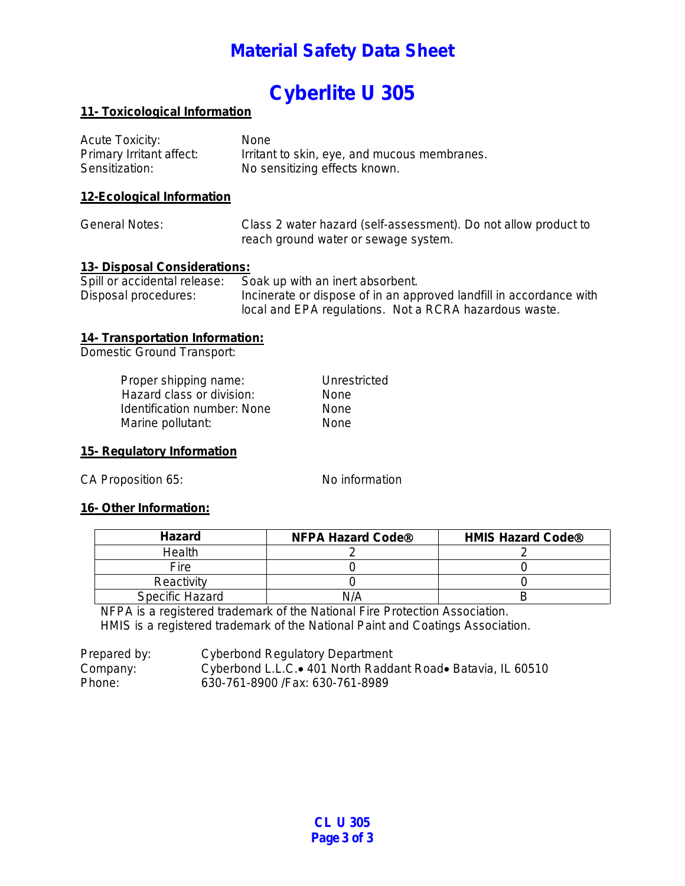# Material Safety Data Sheet

# Cyberlite U 305

## 11- Toxicological Information

Acute Toxicity: None
Primary Irritant affect: Irritant to skin, eye, and mucous membranes.
Sensitization: No sensitizing effects known.

## 12-Ecological Information

General Notes: Class 2 water hazard (self-assessment). Do not allow product to reach ground water or sewage system.

## 13- Disposal Considerations:

Spill or accidental release: Soak up with an inert absorbent.
Disposal procedures: Incinerate or dispose of in an approved landfill in accordance with local and EPA regulations. Not a RCRA hazardous waste.

## 14- Transportation Information:

Domestic Ground Transport:

Proper shipping name: Unrestricted
Hazard class or division: None
Identification number: None None
Marine pollutant: None

## 15- Regulatory Information

CA Proposition 65: No information

## 16- Other Information:

| Hazard | NFPA Hazard Code® | HMIS Hazard Code® |
|---|---|---|
| Health | 2 | 2 |
| Fire | 0 | 0 |
| Reactivity | 0 | 0 |
| Specific Hazard | N/A | B |

NFPA is a registered trademark of the National Fire Protection Association.
HMIS is a registered trademark of the National Paint and Coatings Association.

Prepared by: Cyberbond Regulatory Department
Company: Cyberbond L.L.C.• 401 North Raddant Road• Batavia, IL 60510
Phone: 630-761-8900 /Fax: 630-761-8989